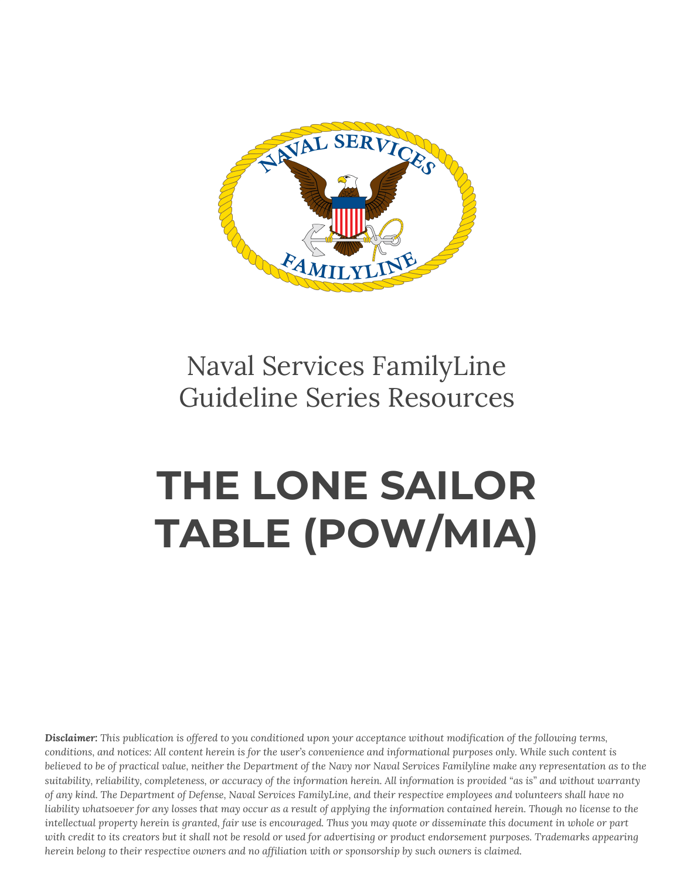Naval Services FamilyLine
Guideline Series Resources

# THE LONE SAILOR TABLE (POW/MIA)

***Disclaimer:*** *This publication is offered to you conditioned upon your acceptance without modification of the following terms, conditions, and notices: All content herein is for the user's convenience and informational purposes only. While such content is believed to be of practical value, neither the Department of the Navy nor Naval Services Familyline make any representation as to the suitability, reliability, completeness, or accuracy of the information herein. All information is provided "as is" and without warranty of any kind. The Department of Defense, Naval Services FamilyLine, and their respective employees and volunteers shall have no liability whatsoever for any losses that may occur as a result of applying the information contained herein. Though no license to the intellectual property herein is granted, fair use is encouraged. Thus you may quote or disseminate this document in whole or part with credit to its creators but it shall not be resold or used for advertising or product endorsement purposes. Trademarks appearing herein belong to their respective owners and no affiliation with or sponsorship by such owners is claimed.*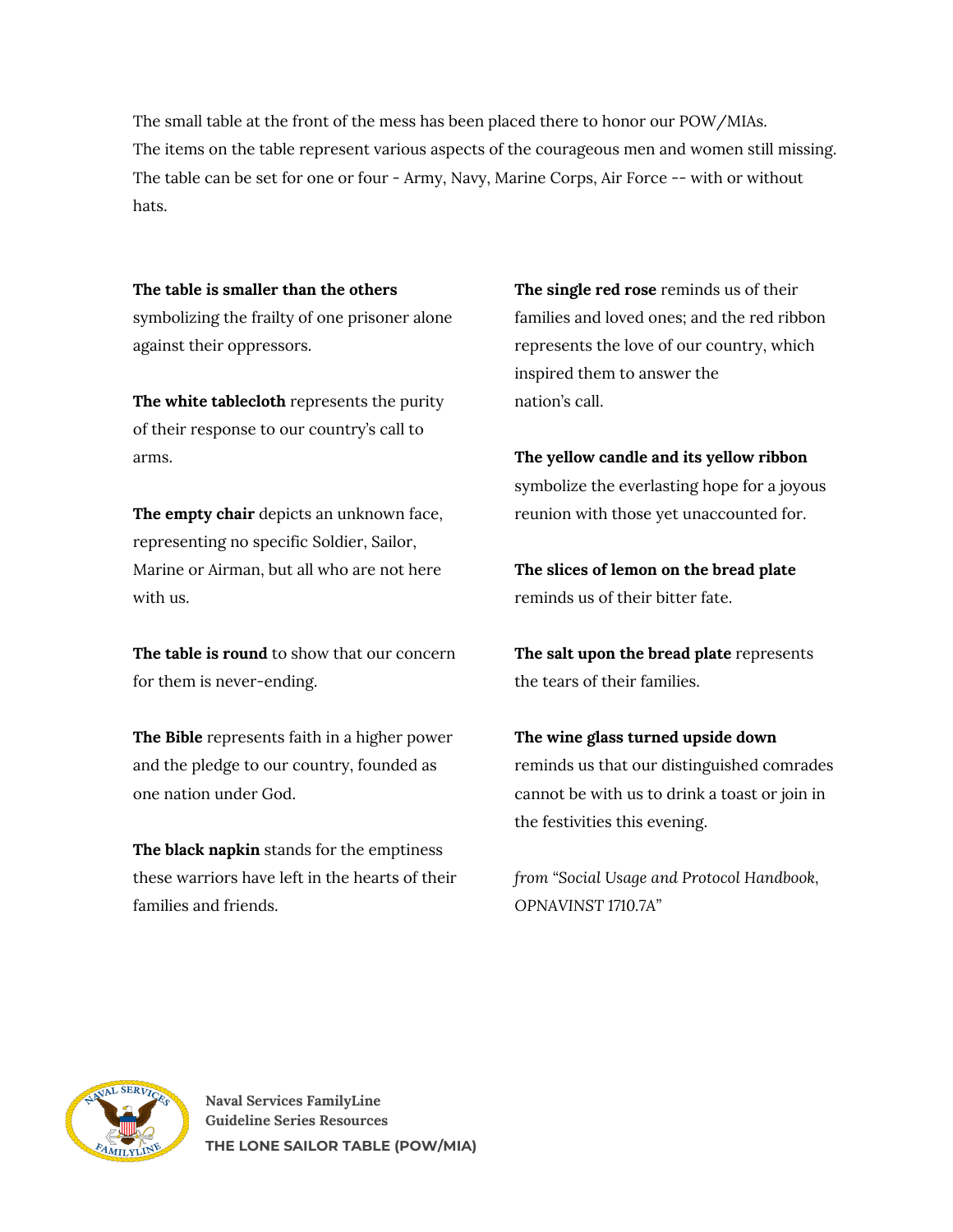The small table at the front of the mess has been placed there to honor our POW/MIAs. The items on the table represent various aspects of the courageous men and women still missing. The table can be set for one or four - Army, Navy, Marine Corps, Air Force -- with or without hats.

**The table is smaller than the others** symbolizing the frailty of one prisoner alone against their oppressors.

**The white tablecloth** represents the purity of their response to our country's call to arms.

**The empty chair** depicts an unknown face, representing no specific Soldier, Sailor, Marine or Airman, but all who are not here with us.

**The table is round** to show that our concern for them is never-ending.

**The Bible** represents faith in a higher power and the pledge to our country, founded as one nation under God.

**The black napkin** stands for the emptiness these warriors have left in the hearts of their families and friends.

**The single red rose** reminds us of their families and loved ones; and the red ribbon represents the love of our country, which inspired them to answer the nation's call.

**The yellow candle and its yellow ribbon** symbolize the everlasting hope for a joyous reunion with those yet unaccounted for.

**The slices of lemon on the bread plate** reminds us of their bitter fate.

**The salt upon the bread plate** represents the tears of their families.

**The wine glass turned upside down** reminds us that our distinguished comrades cannot be with us to drink a toast or join in the festivities this evening.

*from "Social Usage and Protocol Handbook, OPNAVINST 1710.7A"*

**Naval Services FamilyLine**
**Guideline Series Resources**
**THE LONE SAILOR TABLE (POW/MIA)**